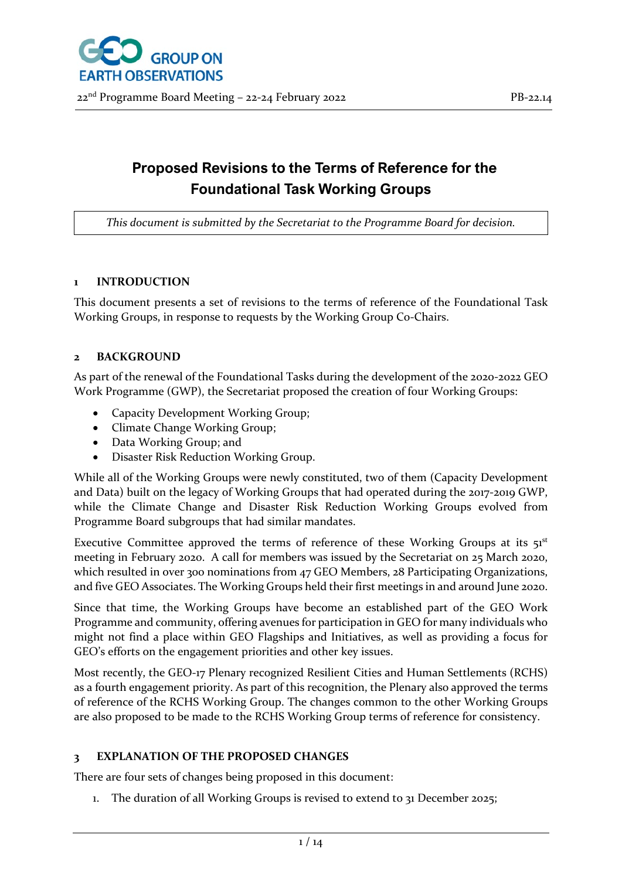GROUP ON EARTH OBSERVATIONS

22nd Programme Board Meeting – 22-24 February 2022 PB-22.14

# Proposed Revisions to the Terms of Reference for the Foundational Task Working Groups

*This document is submitted by the Secretariat to the Programme Board for decision.*

## 1 INTRODUCTION

This document presents a set of revisions to the terms of reference of the Foundational Task Working Groups, in response to requests by the Working Group Co-Chairs.

## 2 BACKGROUND

As part of the renewal of the Foundational Tasks during the development of the 2020-2022 GEO Work Programme (GWP), the Secretariat proposed the creation of four Working Groups:

- Capacity Development Working Group;
- Climate Change Working Group;
- Data Working Group; and
- Disaster Risk Reduction Working Group.

While all of the Working Groups were newly constituted, two of them (Capacity Development and Data) built on the legacy of Working Groups that had operated during the 2017-2019 GWP, while the Climate Change and Disaster Risk Reduction Working Groups evolved from Programme Board subgroups that had similar mandates.

Executive Committee approved the terms of reference of these Working Groups at its 51st meeting in February 2020. A call for members was issued by the Secretariat on 25 March 2020, which resulted in over 300 nominations from 47 GEO Members, 28 Participating Organizations, and five GEO Associates. The Working Groups held their first meetings in and around June 2020.

Since that time, the Working Groups have become an established part of the GEO Work Programme and community, offering avenues for participation in GEO for many individuals who might not find a place within GEO Flagships and Initiatives, as well as providing a focus for GEO's efforts on the engagement priorities and other key issues.

Most recently, the GEO-17 Plenary recognized Resilient Cities and Human Settlements (RCHS) as a fourth engagement priority. As part of this recognition, the Plenary also approved the terms of reference of the RCHS Working Group. The changes common to the other Working Groups are also proposed to be made to the RCHS Working Group terms of reference for consistency.

## 3 EXPLANATION OF THE PROPOSED CHANGES

There are four sets of changes being proposed in this document:

1. The duration of all Working Groups is revised to extend to 31 December 2025;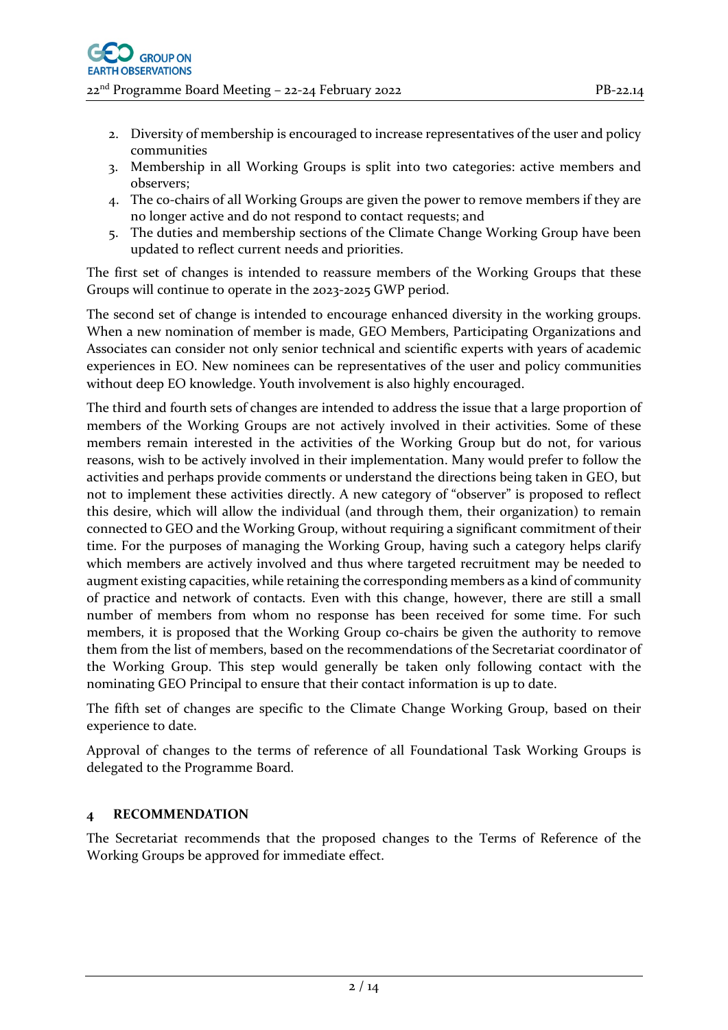2. Diversity of membership is encouraged to increase representatives of the user and policy communities
3. Membership in all Working Groups is split into two categories: active members and observers;
4. The co-chairs of all Working Groups are given the power to remove members if they are no longer active and do not respond to contact requests; and
5. The duties and membership sections of the Climate Change Working Group have been updated to reflect current needs and priorities.

The first set of changes is intended to reassure members of the Working Groups that these Groups will continue to operate in the 2023-2025 GWP period.

The second set of change is intended to encourage enhanced diversity in the working groups. When a new nomination of member is made, GEO Members, Participating Organizations and Associates can consider not only senior technical and scientific experts with years of academic experiences in EO. New nominees can be representatives of the user and policy communities without deep EO knowledge. Youth involvement is also highly encouraged.

The third and fourth sets of changes are intended to address the issue that a large proportion of members of the Working Groups are not actively involved in their activities. Some of these members remain interested in the activities of the Working Group but do not, for various reasons, wish to be actively involved in their implementation. Many would prefer to follow the activities and perhaps provide comments or understand the directions being taken in GEO, but not to implement these activities directly. A new category of "observer" is proposed to reflect this desire, which will allow the individual (and through them, their organization) to remain connected to GEO and the Working Group, without requiring a significant commitment of their time. For the purposes of managing the Working Group, having such a category helps clarify which members are actively involved and thus where targeted recruitment may be needed to augment existing capacities, while retaining the corresponding members as a kind of community of practice and network of contacts. Even with this change, however, there are still a small number of members from whom no response has been received for some time. For such members, it is proposed that the Working Group co-chairs be given the authority to remove them from the list of members, based on the recommendations of the Secretariat coordinator of the Working Group. This step would generally be taken only following contact with the nominating GEO Principal to ensure that their contact information is up to date.

The fifth set of changes are specific to the Climate Change Working Group, based on their experience to date.

Approval of changes to the terms of reference of all Foundational Task Working Groups is delegated to the Programme Board.

## 4 RECOMMENDATION

The Secretariat recommends that the proposed changes to the Terms of Reference of the Working Groups be approved for immediate effect.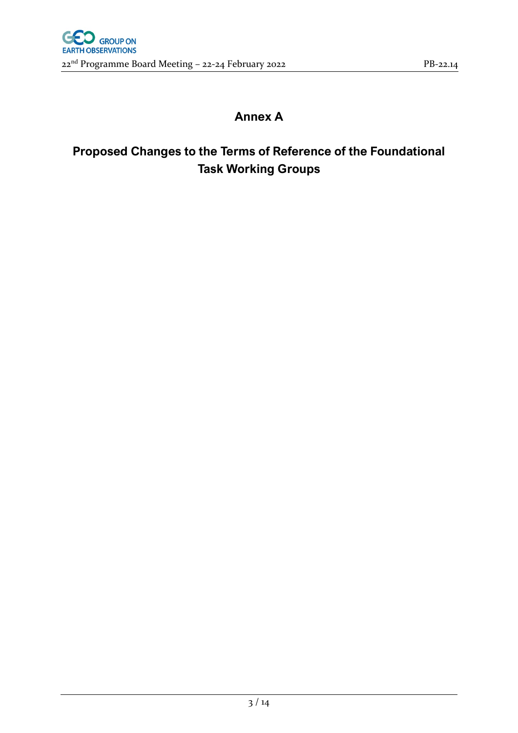# Annex A

## Proposed Changes to the Terms of Reference of the Foundational Task Working Groups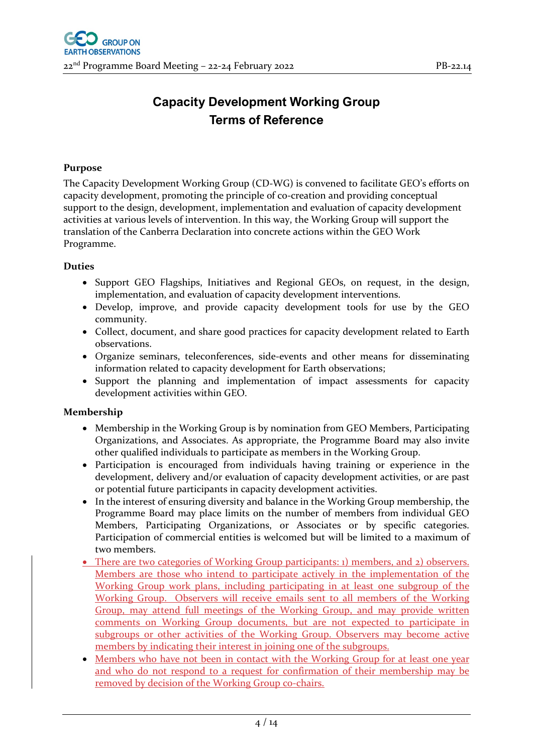# Capacity Development Working Group
# Terms of Reference

### Purpose

The Capacity Development Working Group (CD-WG) is convened to facilitate GEO's efforts on capacity development, promoting the principle of co-creation and providing conceptual support to the design, development, implementation and evaluation of capacity development activities at various levels of intervention. In this way, the Working Group will support the translation of the Canberra Declaration into concrete actions within the GEO Work Programme.

### Duties

- Support GEO Flagships, Initiatives and Regional GEOs, on request, in the design, implementation, and evaluation of capacity development interventions.
- Develop, improve, and provide capacity development tools for use by the GEO community.
- Collect, document, and share good practices for capacity development related to Earth observations.
- Organize seminars, teleconferences, side-events and other means for disseminating information related to capacity development for Earth observations;
- Support the planning and implementation of impact assessments for capacity development activities within GEO.

### Membership

- Membership in the Working Group is by nomination from GEO Members, Participating Organizations, and Associates. As appropriate, the Programme Board may also invite other qualified individuals to participate as members in the Working Group.
- Participation is encouraged from individuals having training or experience in the development, delivery and/or evaluation of capacity development activities, or are past or potential future participants in capacity development activities.
- In the interest of ensuring diversity and balance in the Working Group membership, the Programme Board may place limits on the number of members from individual GEO Members, Participating Organizations, or Associates or by specific categories. Participation of commercial entities is welcomed but will be limited to a maximum of two members.
- There are two categories of Working Group participants: 1) members, and 2) observers. Members are those who intend to participate actively in the implementation of the Working Group work plans, including participating in at least one subgroup of the Working Group. Observers will receive emails sent to all members of the Working Group, may attend full meetings of the Working Group, and may provide written comments on Working Group documents, but are not expected to participate in subgroups or other activities of the Working Group. Observers may become active members by indicating their interest in joining one of the subgroups.
- Members who have not been in contact with the Working Group for at least one year and who do not respond to a request for confirmation of their membership may be removed by decision of the Working Group co-chairs.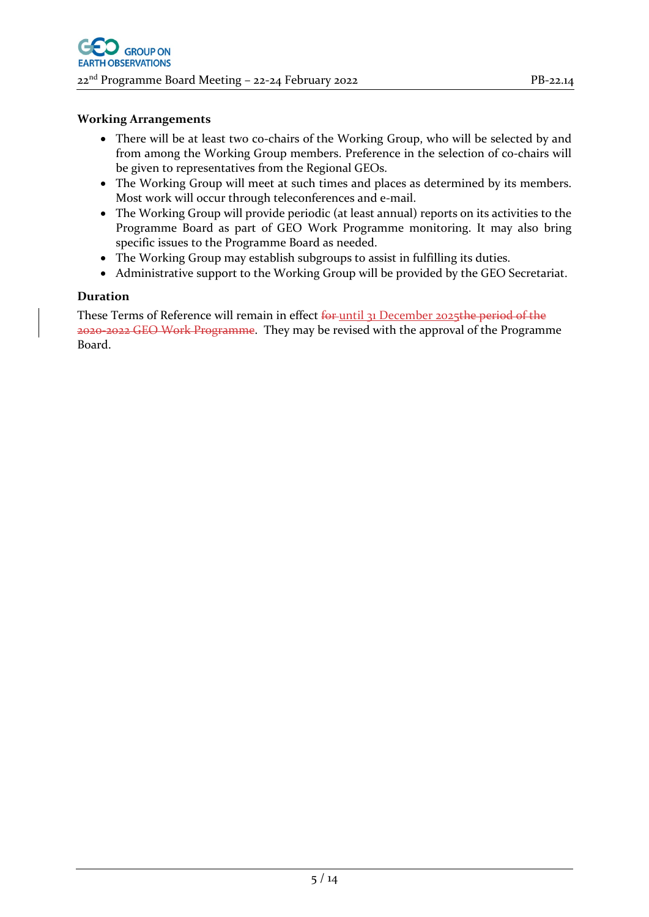**Working Arrangements**

- There will be at least two co-chairs of the Working Group, who will be selected by and from among the Working Group members. Preference in the selection of co-chairs will be given to representatives from the Regional GEOs.
- The Working Group will meet at such times and places as determined by its members. Most work will occur through teleconferences and e-mail.
- The Working Group will provide periodic (at least annual) reports on its activities to the Programme Board as part of GEO Work Programme monitoring. It may also bring specific issues to the Programme Board as needed.
- The Working Group may establish subgroups to assist in fulfilling its duties.
- Administrative support to the Working Group will be provided by the GEO Secretariat.

**Duration**

These Terms of Reference will remain in effect ~~for~~ until 31 December 2025~~the period of the 2020-2022 GEO Work Programme~~. They may be revised with the approval of the Programme Board.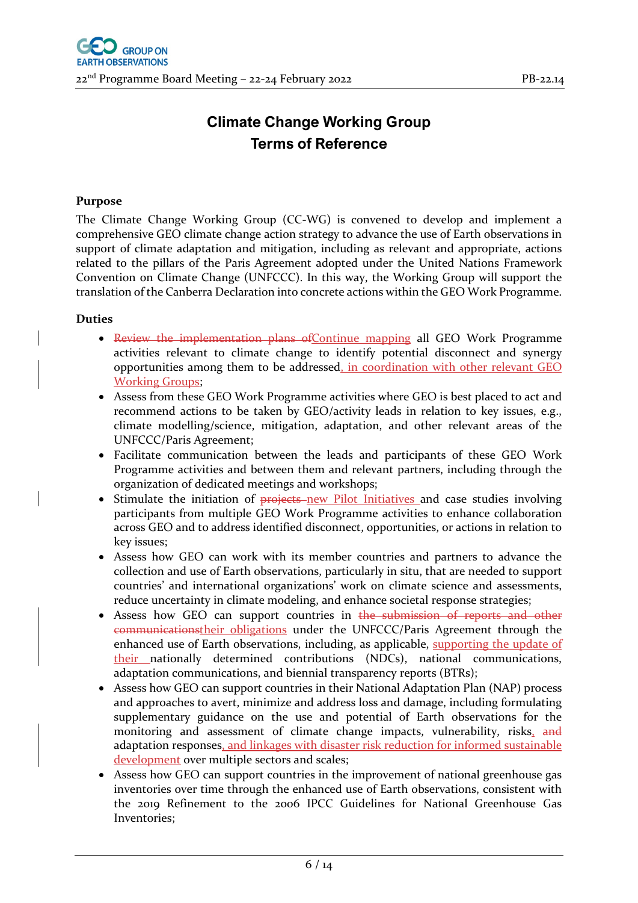# Climate Change Working Group
# Terms of Reference

**Purpose**

The Climate Change Working Group (CC-WG) is convened to develop and implement a comprehensive GEO climate change action strategy to advance the use of Earth observations in support of climate adaptation and mitigation, including as relevant and appropriate, actions related to the pillars of the Paris Agreement adopted under the United Nations Framework Convention on Climate Change (UNFCCC). In this way, the Working Group will support the translation of the Canberra Declaration into concrete actions within the GEO Work Programme.

**Duties**

- ~~Review the implementation plans of~~Continue mapping all GEO Work Programme activities relevant to climate change to identify potential disconnect and synergy opportunities among them to be addressed, in coordination with other relevant GEO Working Groups;
- Assess from these GEO Work Programme activities where GEO is best placed to act and recommend actions to be taken by GEO/activity leads in relation to key issues, e.g., climate modelling/science, mitigation, adaptation, and other relevant areas of the UNFCCC/Paris Agreement;
- Facilitate communication between the leads and participants of these GEO Work Programme activities and between them and relevant partners, including through the organization of dedicated meetings and workshops;
- Stimulate the initiation of ~~projects~~ new Pilot Initiatives and case studies involving participants from multiple GEO Work Programme activities to enhance collaboration across GEO and to address identified disconnect, opportunities, or actions in relation to key issues;
- Assess how GEO can work with its member countries and partners to advance the collection and use of Earth observations, particularly in situ, that are needed to support countries' and international organizations' work on climate science and assessments, reduce uncertainty in climate modeling, and enhance societal response strategies;
- Assess how GEO can support countries in ~~the submission of reports and other communications~~their obligations under the UNFCCC/Paris Agreement through the enhanced use of Earth observations, including, as applicable, supporting the update of their nationally determined contributions (NDCs), national communications, adaptation communications, and biennial transparency reports (BTRs);
- Assess how GEO can support countries in their National Adaptation Plan (NAP) process and approaches to avert, minimize and address loss and damage, including formulating supplementary guidance on the use and potential of Earth observations for the monitoring and assessment of climate change impacts, vulnerability, risks, ~~and~~ adaptation responses, and linkages with disaster risk reduction for informed sustainable development over multiple sectors and scales;
- Assess how GEO can support countries in the improvement of national greenhouse gas inventories over time through the enhanced use of Earth observations, consistent with the 2019 Refinement to the 2006 IPCC Guidelines for National Greenhouse Gas Inventories;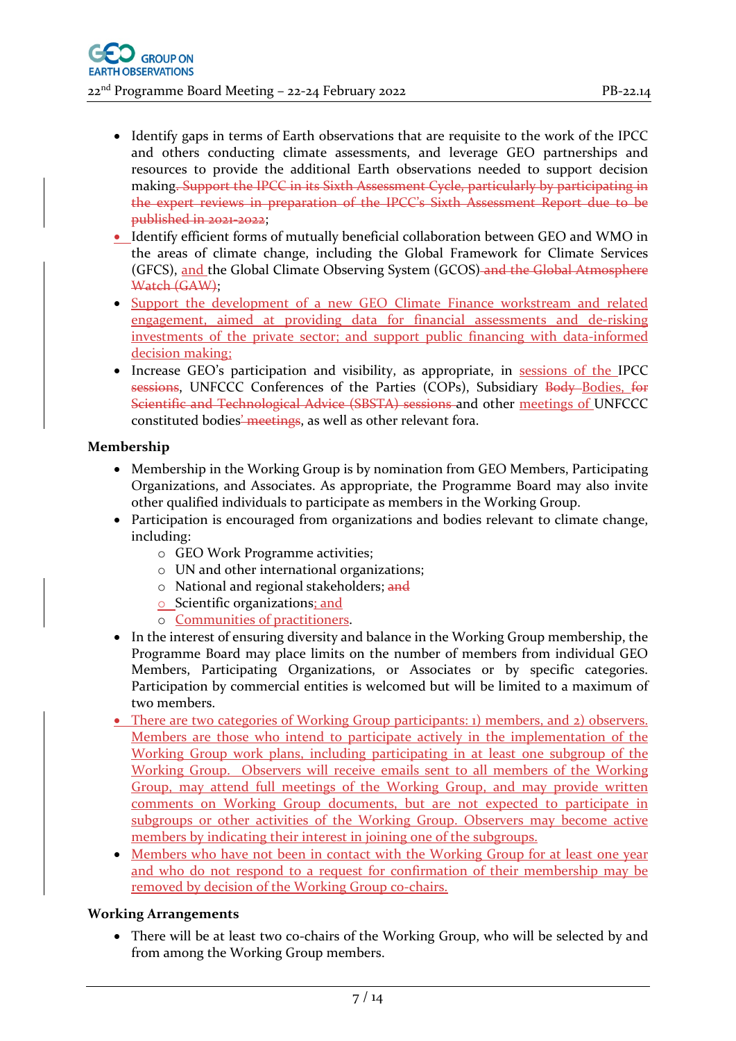- Identify gaps in terms of Earth observations that are requisite to the work of the IPCC and others conducting climate assessments, and leverage GEO partnerships and resources to provide the additional Earth observations needed to support decision making~~. Support the IPCC in its Sixth Assessment Cycle, particularly by participating in the expert reviews in preparation of the IPCC's Sixth Assessment Report due to be published in 2021-2022~~;
- Identify efficient forms of mutually beneficial collaboration between GEO and WMO in the areas of climate change, including the Global Framework for Climate Services (GFCS), and the Global Climate Observing System (GCOS)~~ and the Global Atmosphere Watch (GAW)~~;
- Support the development of a new GEO Climate Finance workstream and related engagement, aimed at providing data for financial assessments and de-risking investments of the private sector; and support public financing with data-informed decision making;
- Increase GEO's participation and visibility, as appropriate, in sessions of the IPCC ~~sessions~~, UNFCCC Conferences of the Parties (COPs), Subsidiary ~~Body~~ Bodies, ~~for Scientific and Technological Advice (SBSTA) sessions~~ and other meetings of UNFCCC constituted bodies~~' meetings~~, as well as other relevant fora.

**Membership**

- Membership in the Working Group is by nomination from GEO Members, Participating Organizations, and Associates. As appropriate, the Programme Board may also invite other qualified individuals to participate as members in the Working Group.
- Participation is encouraged from organizations and bodies relevant to climate change, including:
  - GEO Work Programme activities;
  - UN and other international organizations;
  - National and regional stakeholders; ~~and~~
  - Scientific organizations; and
  - Communities of practitioners.
- In the interest of ensuring diversity and balance in the Working Group membership, the Programme Board may place limits on the number of members from individual GEO Members, Participating Organizations, or Associates or by specific categories. Participation by commercial entities is welcomed but will be limited to a maximum of two members.
- There are two categories of Working Group participants: 1) members, and 2) observers. Members are those who intend to participate actively in the implementation of the Working Group work plans, including participating in at least one subgroup of the Working Group. Observers will receive emails sent to all members of the Working Group, may attend full meetings of the Working Group, and may provide written comments on Working Group documents, but are not expected to participate in subgroups or other activities of the Working Group. Observers may become active members by indicating their interest in joining one of the subgroups.
- Members who have not been in contact with the Working Group for at least one year and who do not respond to a request for confirmation of their membership may be removed by decision of the Working Group co-chairs.

**Working Arrangements**

- There will be at least two co-chairs of the Working Group, who will be selected by and from among the Working Group members.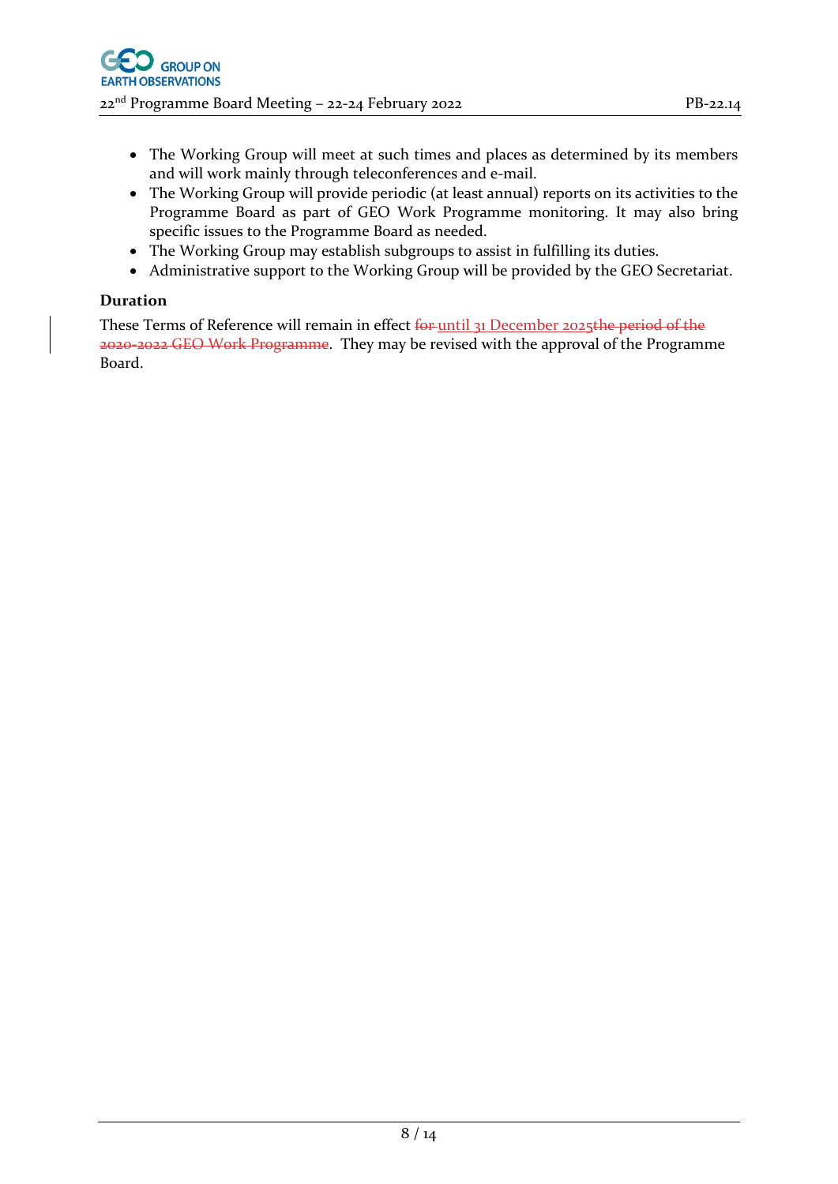- The Working Group will meet at such times and places as determined by its members and will work mainly through teleconferences and e-mail.
- The Working Group will provide periodic (at least annual) reports on its activities to the Programme Board as part of GEO Work Programme monitoring. It may also bring specific issues to the Programme Board as needed.
- The Working Group may establish subgroups to assist in fulfilling its duties.
- Administrative support to the Working Group will be provided by the GEO Secretariat.

**Duration**

These Terms of Reference will remain in effect ~~for~~ until 31 December 2025~~the period of the 2020-2022 GEO Work Programme~~. They may be revised with the approval of the Programme Board.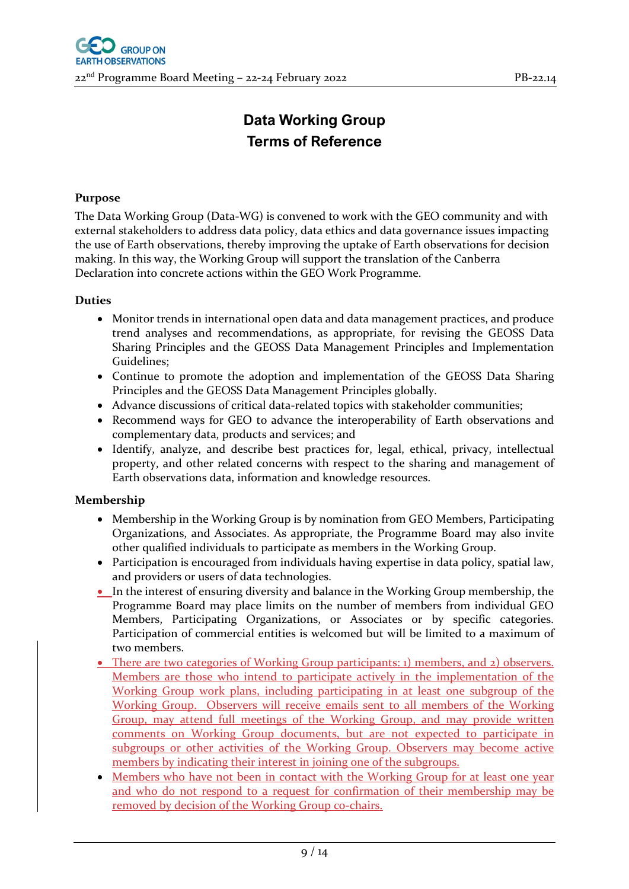# Data Working Group
# Terms of Reference

**Purpose**

The Data Working Group (Data-WG) is convened to work with the GEO community and with external stakeholders to address data policy, data ethics and data governance issues impacting the use of Earth observations, thereby improving the uptake of Earth observations for decision making. In this way, the Working Group will support the translation of the Canberra Declaration into concrete actions within the GEO Work Programme.

**Duties**

- Monitor trends in international open data and data management practices, and produce trend analyses and recommendations, as appropriate, for revising the GEOSS Data Sharing Principles and the GEOSS Data Management Principles and Implementation Guidelines;
- Continue to promote the adoption and implementation of the GEOSS Data Sharing Principles and the GEOSS Data Management Principles globally.
- Advance discussions of critical data-related topics with stakeholder communities;
- Recommend ways for GEO to advance the interoperability of Earth observations and complementary data, products and services; and
- Identify, analyze, and describe best practices for, legal, ethical, privacy, intellectual property, and other related concerns with respect to the sharing and management of Earth observations data, information and knowledge resources.

**Membership**

- Membership in the Working Group is by nomination from GEO Members, Participating Organizations, and Associates. As appropriate, the Programme Board may also invite other qualified individuals to participate as members in the Working Group.
- Participation is encouraged from individuals having expertise in data policy, spatial law, and providers or users of data technologies.
- In the interest of ensuring diversity and balance in the Working Group membership, the Programme Board may place limits on the number of members from individual GEO Members, Participating Organizations, or Associates or by specific categories. Participation of commercial entities is welcomed but will be limited to a maximum of two members.
- There are two categories of Working Group participants: 1) members, and 2) observers. Members are those who intend to participate actively in the implementation of the Working Group work plans, including participating in at least one subgroup of the Working Group. Observers will receive emails sent to all members of the Working Group, may attend full meetings of the Working Group, and may provide written comments on Working Group documents, but are not expected to participate in subgroups or other activities of the Working Group. Observers may become active members by indicating their interest in joining one of the subgroups.
- Members who have not been in contact with the Working Group for at least one year and who do not respond to a request for confirmation of their membership may be removed by decision of the Working Group co-chairs.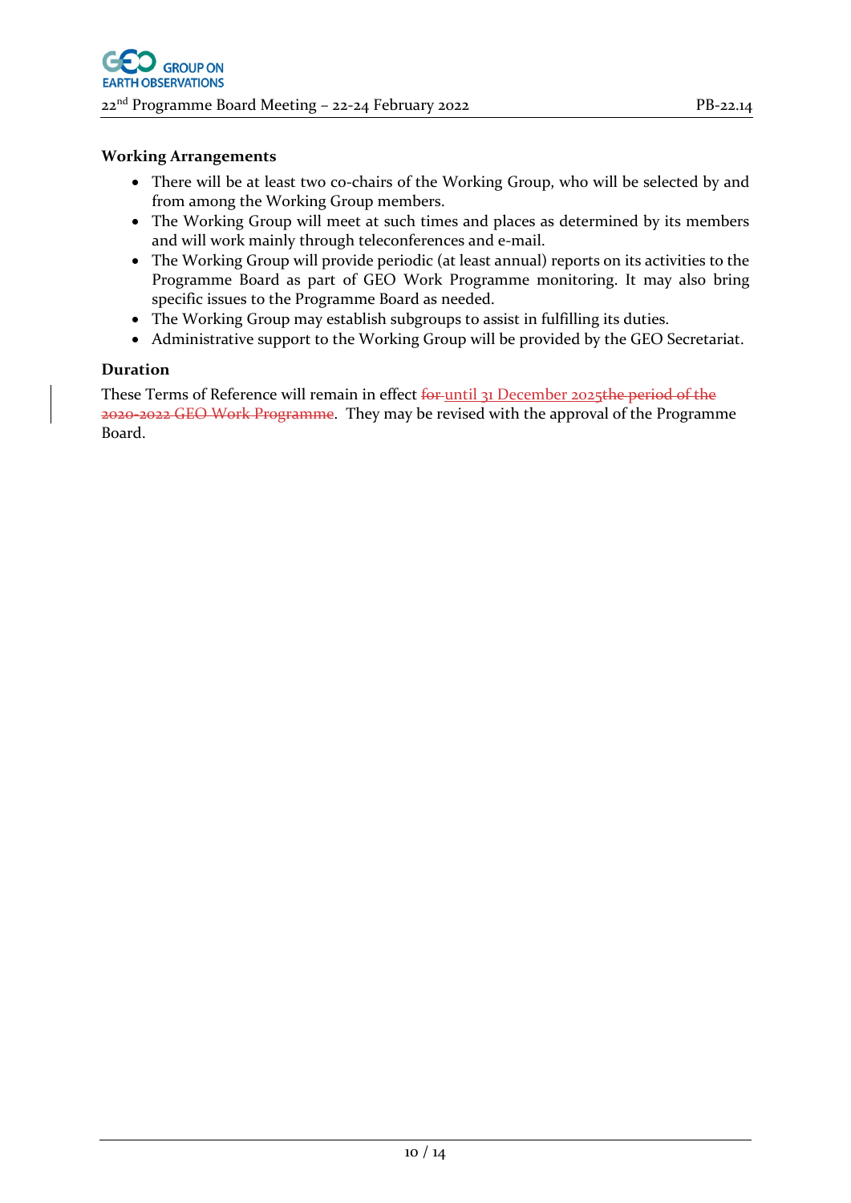**Working Arrangements**

- There will be at least two co-chairs of the Working Group, who will be selected by and from among the Working Group members.
- The Working Group will meet at such times and places as determined by its members and will work mainly through teleconferences and e-mail.
- The Working Group will provide periodic (at least annual) reports on its activities to the Programme Board as part of GEO Work Programme monitoring. It may also bring specific issues to the Programme Board as needed.
- The Working Group may establish subgroups to assist in fulfilling its duties.
- Administrative support to the Working Group will be provided by the GEO Secretariat.

**Duration**

These Terms of Reference will remain in effect ~~for~~ until 31 December 2025~~the period of the 2020-2022 GEO Work Programme~~. They may be revised with the approval of the Programme Board.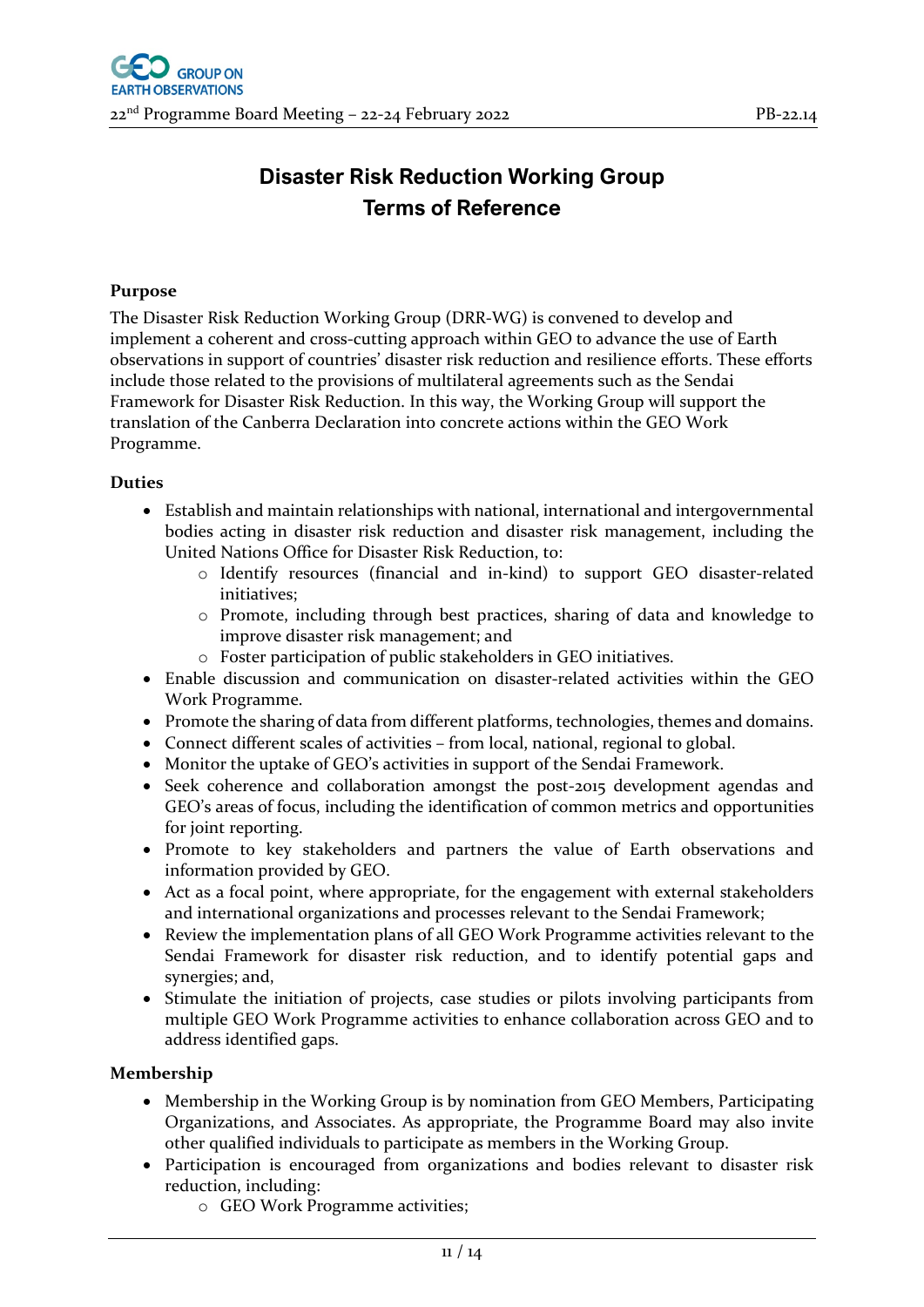# Disaster Risk Reduction Working Group
# Terms of Reference

**Purpose**

The Disaster Risk Reduction Working Group (DRR-WG) is convened to develop and implement a coherent and cross-cutting approach within GEO to advance the use of Earth observations in support of countries' disaster risk reduction and resilience efforts. These efforts include those related to the provisions of multilateral agreements such as the Sendai Framework for Disaster Risk Reduction. In this way, the Working Group will support the translation of the Canberra Declaration into concrete actions within the GEO Work Programme.

**Duties**

- Establish and maintain relationships with national, international and intergovernmental bodies acting in disaster risk reduction and disaster risk management, including the United Nations Office for Disaster Risk Reduction, to:
  - Identify resources (financial and in-kind) to support GEO disaster-related initiatives;
  - Promote, including through best practices, sharing of data and knowledge to improve disaster risk management; and
  - Foster participation of public stakeholders in GEO initiatives.
- Enable discussion and communication on disaster-related activities within the GEO Work Programme.
- Promote the sharing of data from different platforms, technologies, themes and domains.
- Connect different scales of activities – from local, national, regional to global.
- Monitor the uptake of GEO's activities in support of the Sendai Framework.
- Seek coherence and collaboration amongst the post-2015 development agendas and GEO's areas of focus, including the identification of common metrics and opportunities for joint reporting.
- Promote to key stakeholders and partners the value of Earth observations and information provided by GEO.
- Act as a focal point, where appropriate, for the engagement with external stakeholders and international organizations and processes relevant to the Sendai Framework;
- Review the implementation plans of all GEO Work Programme activities relevant to the Sendai Framework for disaster risk reduction, and to identify potential gaps and synergies; and,
- Stimulate the initiation of projects, case studies or pilots involving participants from multiple GEO Work Programme activities to enhance collaboration across GEO and to address identified gaps.

**Membership**

- Membership in the Working Group is by nomination from GEO Members, Participating Organizations, and Associates. As appropriate, the Programme Board may also invite other qualified individuals to participate as members in the Working Group.
- Participation is encouraged from organizations and bodies relevant to disaster risk reduction, including:
  - GEO Work Programme activities;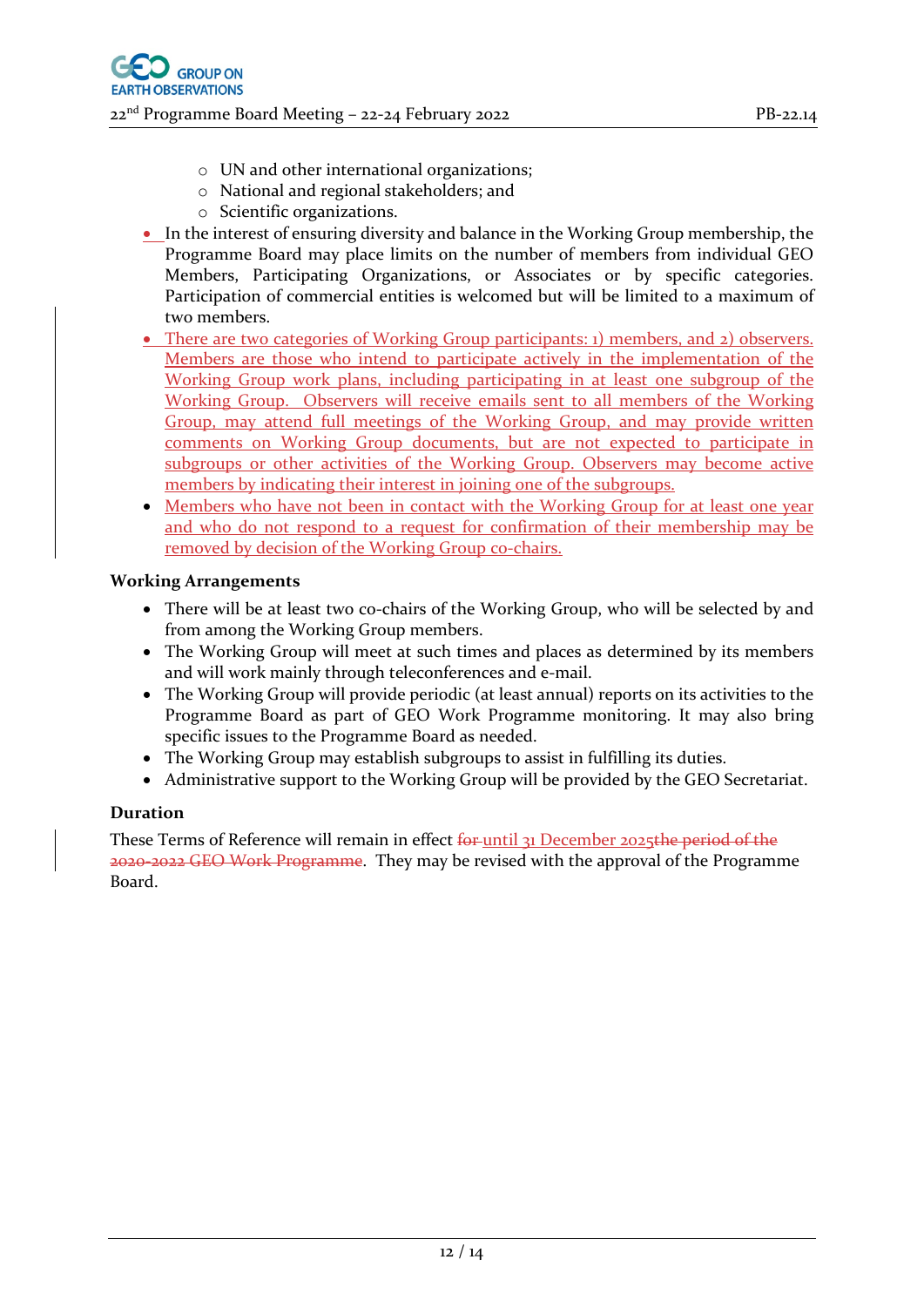- UN and other international organizations;
  - National and regional stakeholders; and
  - Scientific organizations.
- In the interest of ensuring diversity and balance in the Working Group membership, the Programme Board may place limits on the number of members from individual GEO Members, Participating Organizations, or Associates or by specific categories. Participation of commercial entities is welcomed but will be limited to a maximum of two members.
- There are two categories of Working Group participants: 1) members, and 2) observers. Members are those who intend to participate actively in the implementation of the Working Group work plans, including participating in at least one subgroup of the Working Group. Observers will receive emails sent to all members of the Working Group, may attend full meetings of the Working Group, and may provide written comments on Working Group documents, but are not expected to participate in subgroups or other activities of the Working Group. Observers may become active members by indicating their interest in joining one of the subgroups.
- Members who have not been in contact with the Working Group for at least one year and who do not respond to a request for confirmation of their membership may be removed by decision of the Working Group co-chairs.

**Working Arrangements**

- There will be at least two co-chairs of the Working Group, who will be selected by and from among the Working Group members.
- The Working Group will meet at such times and places as determined by its members and will work mainly through teleconferences and e-mail.
- The Working Group will provide periodic (at least annual) reports on its activities to the Programme Board as part of GEO Work Programme monitoring. It may also bring specific issues to the Programme Board as needed.
- The Working Group may establish subgroups to assist in fulfilling its duties.
- Administrative support to the Working Group will be provided by the GEO Secretariat.

**Duration**

These Terms of Reference will remain in effect ~~for~~ until 31 December 2025~~the period of the 2020-2022 GEO Work Programme~~. They may be revised with the approval of the Programme Board.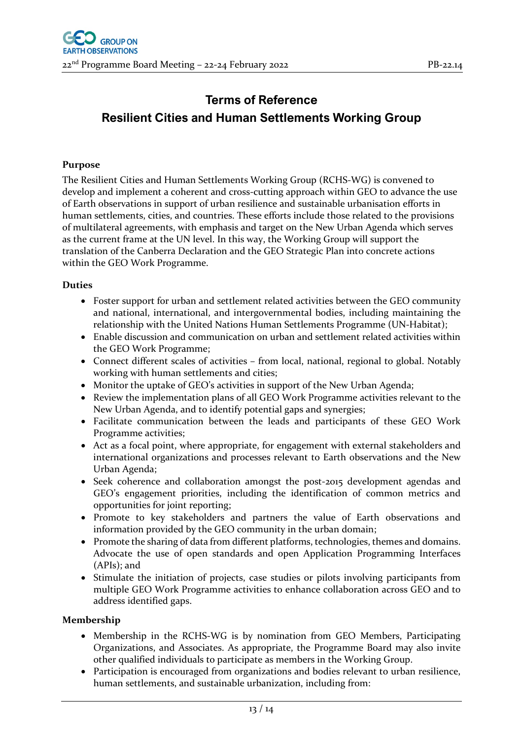# Terms of Reference
## Resilient Cities and Human Settlements Working Group

**Purpose**

The Resilient Cities and Human Settlements Working Group (RCHS-WG) is convened to develop and implement a coherent and cross-cutting approach within GEO to advance the use of Earth observations in support of urban resilience and sustainable urbanisation efforts in human settlements, cities, and countries. These efforts include those related to the provisions of multilateral agreements, with emphasis and target on the New Urban Agenda which serves as the current frame at the UN level. In this way, the Working Group will support the translation of the Canberra Declaration and the GEO Strategic Plan into concrete actions within the GEO Work Programme.

**Duties**

- Foster support for urban and settlement related activities between the GEO community and national, international, and intergovernmental bodies, including maintaining the relationship with the United Nations Human Settlements Programme (UN-Habitat);
- Enable discussion and communication on urban and settlement related activities within the GEO Work Programme;
- Connect different scales of activities – from local, national, regional to global. Notably working with human settlements and cities;
- Monitor the uptake of GEO's activities in support of the New Urban Agenda;
- Review the implementation plans of all GEO Work Programme activities relevant to the New Urban Agenda, and to identify potential gaps and synergies;
- Facilitate communication between the leads and participants of these GEO Work Programme activities;
- Act as a focal point, where appropriate, for engagement with external stakeholders and international organizations and processes relevant to Earth observations and the New Urban Agenda;
- Seek coherence and collaboration amongst the post-2015 development agendas and GEO's engagement priorities, including the identification of common metrics and opportunities for joint reporting;
- Promote to key stakeholders and partners the value of Earth observations and information provided by the GEO community in the urban domain;
- Promote the sharing of data from different platforms, technologies, themes and domains. Advocate the use of open standards and open Application Programming Interfaces (APIs); and
- Stimulate the initiation of projects, case studies or pilots involving participants from multiple GEO Work Programme activities to enhance collaboration across GEO and to address identified gaps.

**Membership**

- Membership in the RCHS-WG is by nomination from GEO Members, Participating Organizations, and Associates. As appropriate, the Programme Board may also invite other qualified individuals to participate as members in the Working Group.
- Participation is encouraged from organizations and bodies relevant to urban resilience, human settlements, and sustainable urbanization, including from: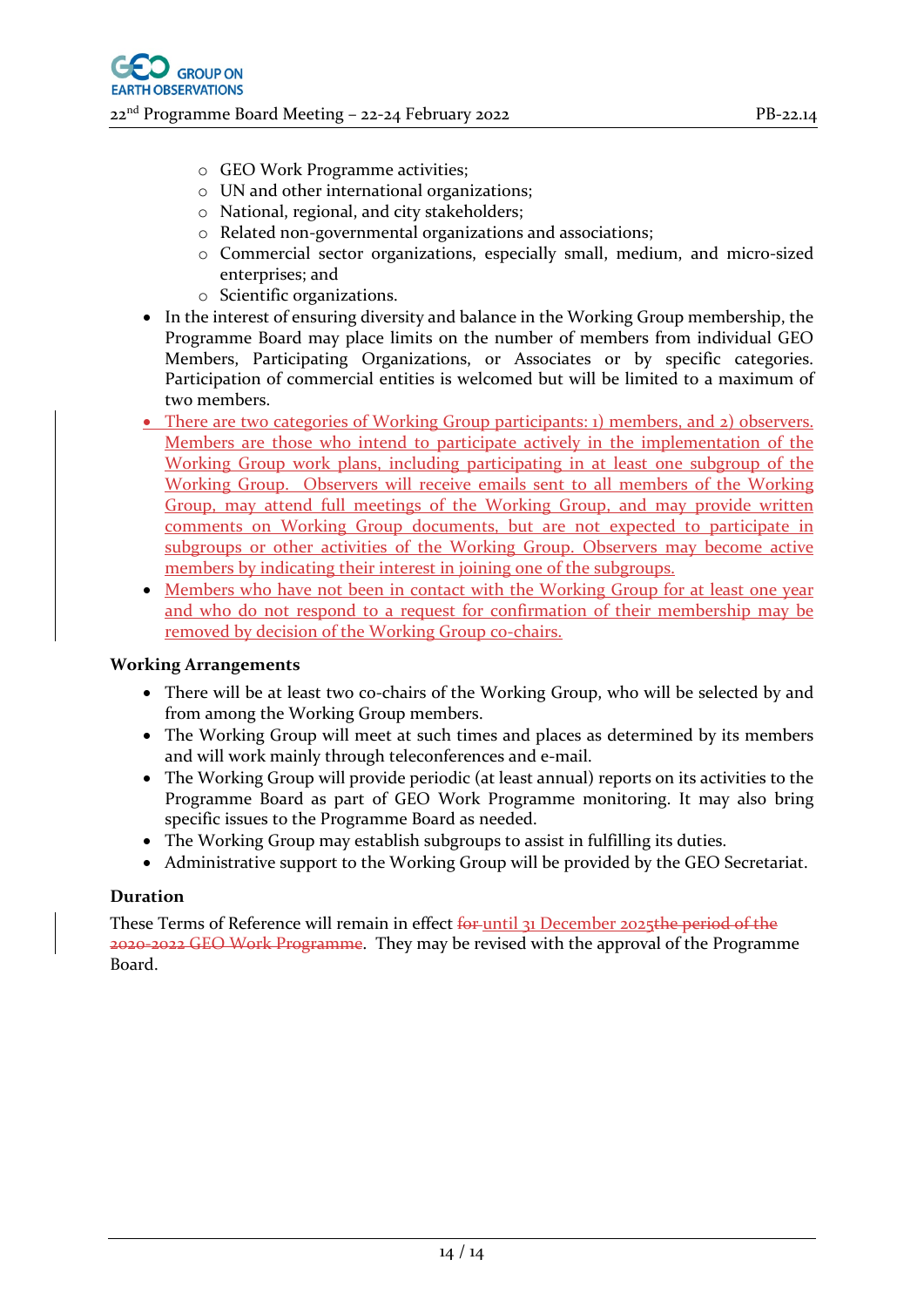- GEO Work Programme activities;
  - UN and other international organizations;
  - National, regional, and city stakeholders;
  - Related non-governmental organizations and associations;
  - Commercial sector organizations, especially small, medium, and micro-sized enterprises; and
  - Scientific organizations.
- In the interest of ensuring diversity and balance in the Working Group membership, the Programme Board may place limits on the number of members from individual GEO Members, Participating Organizations, or Associates or by specific categories. Participation of commercial entities is welcomed but will be limited to a maximum of two members.
- There are two categories of Working Group participants: 1) members, and 2) observers. Members are those who intend to participate actively in the implementation of the Working Group work plans, including participating in at least one subgroup of the Working Group. Observers will receive emails sent to all members of the Working Group, may attend full meetings of the Working Group, and may provide written comments on Working Group documents, but are not expected to participate in subgroups or other activities of the Working Group. Observers may become active members by indicating their interest in joining one of the subgroups.
- Members who have not been in contact with the Working Group for at least one year and who do not respond to a request for confirmation of their membership may be removed by decision of the Working Group co-chairs.

**Working Arrangements**

- There will be at least two co-chairs of the Working Group, who will be selected by and from among the Working Group members.
- The Working Group will meet at such times and places as determined by its members and will work mainly through teleconferences and e-mail.
- The Working Group will provide periodic (at least annual) reports on its activities to the Programme Board as part of GEO Work Programme monitoring. It may also bring specific issues to the Programme Board as needed.
- The Working Group may establish subgroups to assist in fulfilling its duties.
- Administrative support to the Working Group will be provided by the GEO Secretariat.

**Duration**

These Terms of Reference will remain in effect ~~for~~ until 31 December 2025~~the period of the 2020-2022 GEO Work Programme~~. They may be revised with the approval of the Programme Board.